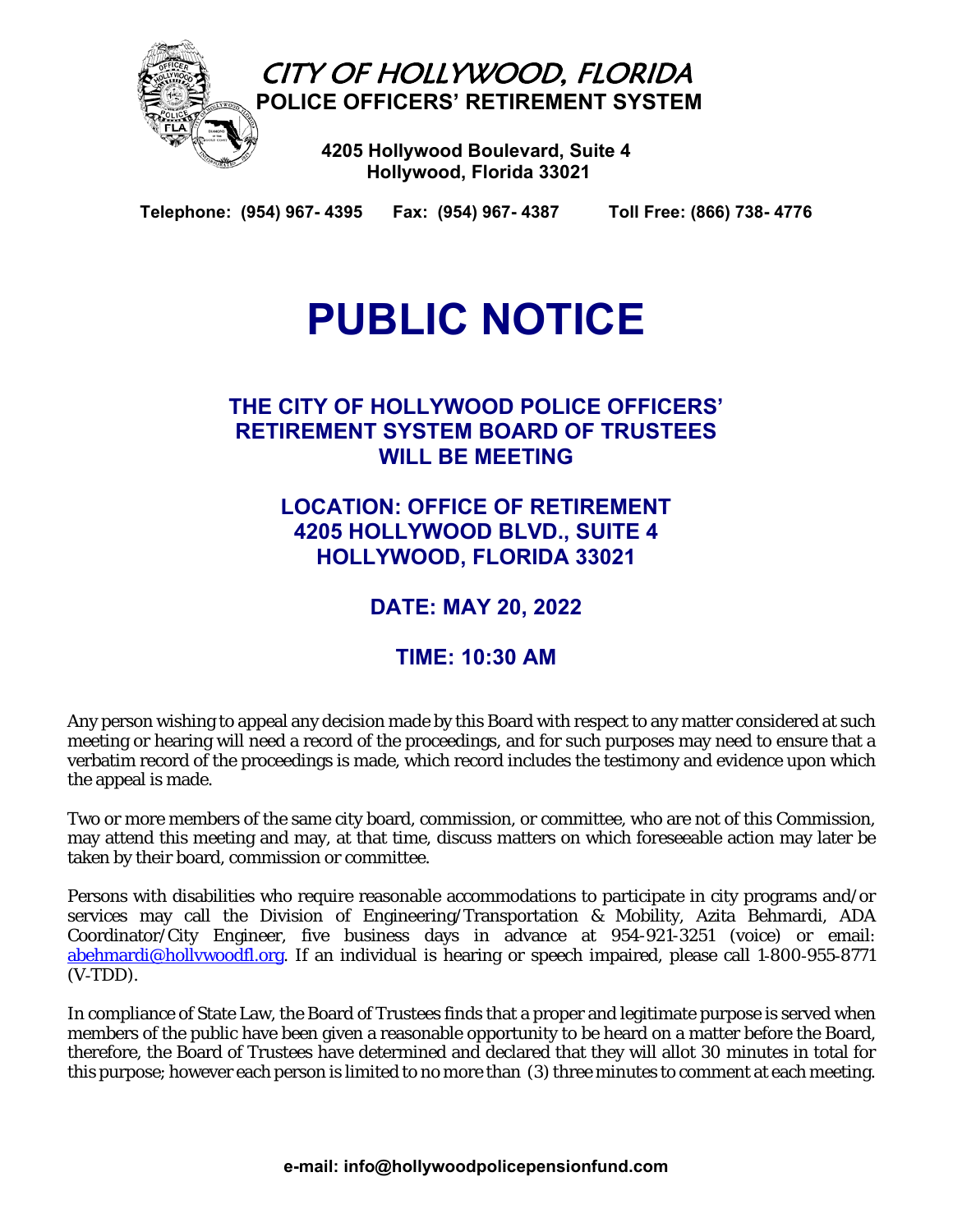# CITY OF HOLLYWOOD, FLORIDA

## POLICE OFFICERS' RETIREMENT SYSTEM

**4205 Hollywood Boulevard, Suite 4**
**Hollywood, Florida 33021**

**Telephone: (954) 967- 4395 Fax: (954) 967- 4387 Toll Free: (866) 738- 4776**

# PUBLIC NOTICE

### THE CITY OF HOLLYWOOD POLICE OFFICERS' RETIREMENT SYSTEM BOARD OF TRUSTEES WILL BE MEETING

### LOCATION: OFFICE OF RETIREMENT 4205 HOLLYWOOD BLVD., SUITE 4 HOLLYWOOD, FLORIDA 33021

### DATE: MAY 20, 2022

### TIME: 10:30 AM

Any person wishing to appeal any decision made by this Board with respect to any matter considered at such meeting or hearing will need a record of the proceedings, and for such purposes may need to ensure that a verbatim record of the proceedings is made, which record includes the testimony and evidence upon which the appeal is made.

Two or more members of the same city board, commission, or committee, who are not of this Commission, may attend this meeting and may, at that time, discuss matters on which foreseeable action may later be taken by their board, commission or committee.

Persons with disabilities who require reasonable accommodations to participate in city programs and/or services may call the Division of Engineering/Transportation & Mobility, Azita Behmardi, ADA Coordinator/City Engineer, five business days in advance at 954-921-3251 (voice) or email: abehmardi@hollywoodfl.org. If an individual is hearing or speech impaired, please call 1-800-955-8771 (V-TDD).

In compliance of State Law, the Board of Trustees finds that a proper and legitimate purpose is served when members of the public have been given a reasonable opportunity to be heard on a matter before the Board, therefore, the Board of Trustees have determined and declared that they will allot 30 minutes in total for this purpose; however each person is limited to no more than (3) three minutes to comment at each meeting.

**e-mail: info@hollywoodpolicepensionfund.com**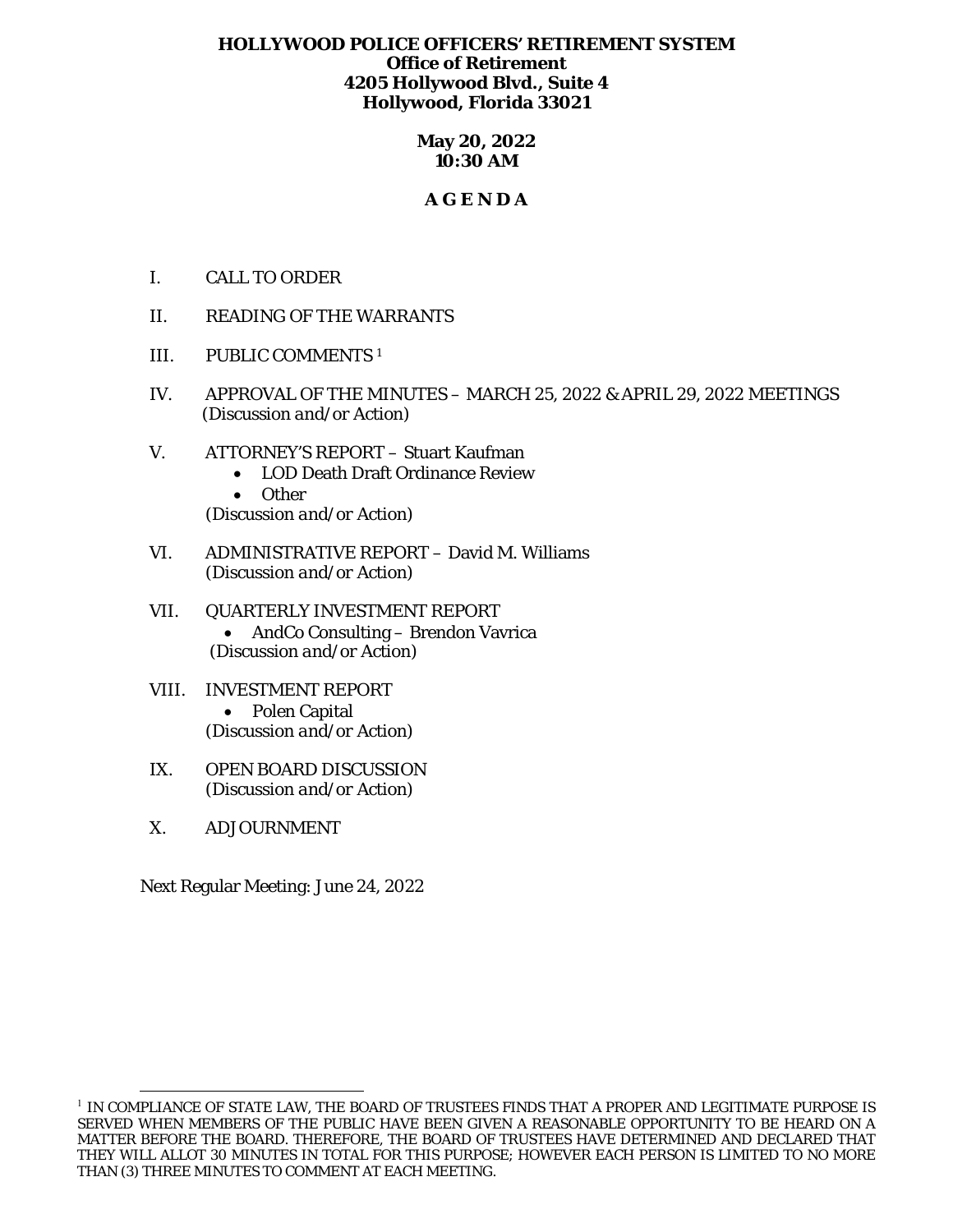**HOLLYWOOD POLICE OFFICERS' RETIREMENT SYSTEM**
**Office of Retirement**
**4205 Hollywood Blvd., Suite 4**
**Hollywood, Florida 33021**

**May 20, 2022**
**10:30 AM**

# A G E N D A

I. CALL TO ORDER

II. READING OF THE WARRANTS

III. PUBLIC COMMENTS [1]

IV. APPROVAL OF THE MINUTES – MARCH 25, 2022 & APRIL 29, 2022 MEETINGS
*(Discussion and/or Action)*

V. ATTORNEY'S REPORT – Stuart Kaufman
- LOD Death Draft Ordinance Review
- Other

*(Discussion and/or Action)*

VI. ADMINISTRATIVE REPORT – David M. Williams
*(Discussion and/or Action)*

VII. QUARTERLY INVESTMENT REPORT
- AndCo Consulting – Brendon Vavrica

*(Discussion and/or Action)*

VIII. INVESTMENT REPORT
- Polen Capital

*(Discussion and/or Action)*

IX. OPEN BOARD DISCUSSION
*(Discussion and/or Action)*

X. ADJOURNMENT

Next Regular Meeting: June 24, 2022

---

[1] IN COMPLIANCE OF STATE LAW, THE BOARD OF TRUSTEES FINDS THAT A PROPER AND LEGITIMATE PURPOSE IS SERVED WHEN MEMBERS OF THE PUBLIC HAVE BEEN GIVEN A REASONABLE OPPORTUNITY TO BE HEARD ON A MATTER BEFORE THE BOARD. THEREFORE, THE BOARD OF TRUSTEES HAVE DETERMINED AND DECLARED THAT THEY WILL ALLOT 30 MINUTES IN TOTAL FOR THIS PURPOSE; HOWEVER EACH PERSON IS LIMITED TO NO MORE THAN (3) THREE MINUTES TO COMMENT AT EACH MEETING.